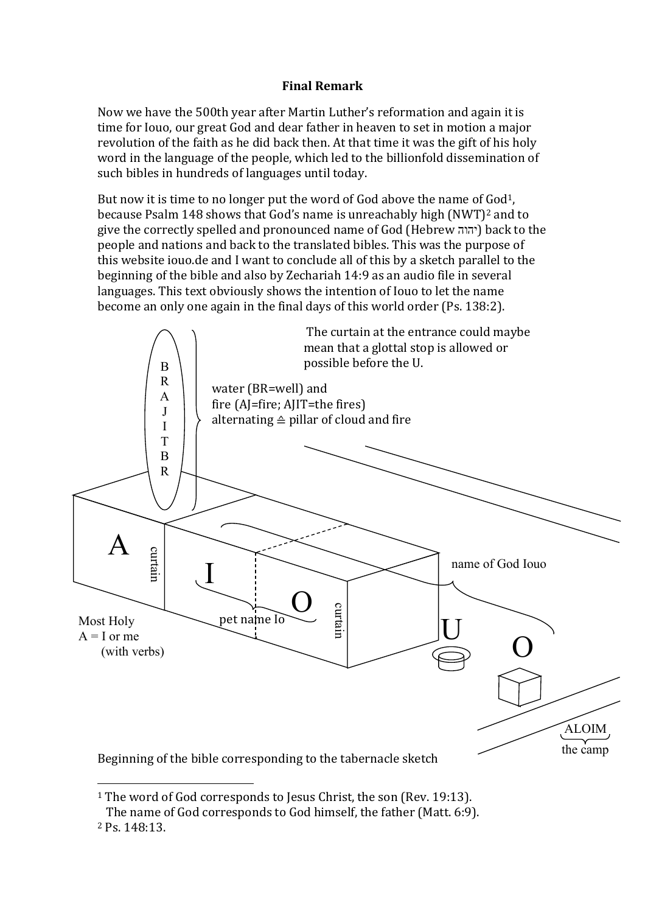**Final Remark**

Now we have the 500th year after Martin Luther's reformation and again it is time for Iouo, our great God and dear father in heaven to set in motion a major revolution of the faith as he did back then. At that time it was the gift of his holy word in the language of the people, which led to the billionfold dissemination of such bibles in hundreds of languages until today.

But now it is time to no longer put the word of God above the name of God[1], because Psalm 148 shows that God's name is unreachably high (NWT)[2] and to give the correctly spelled and pronounced name of God (Hebrew יהוה) back to the people and nations and back to the translated bibles. This was the purpose of this website iouo.de and I want to conclude all of this by a sketch parallel to the beginning of the bible and also by Zechariah 14:9 as an audio file in several languages. This text obviously shows the intention of Iouo to let the name become an only one again in the final days of this world order (Ps. 138:2).

The curtain at the entrance could maybe mean that a glottal stop is allowed or possible before the U.

B R A J I T B R

water (BR=well) and
fire (AJ=fire; AJIT=the fires)
alternating ≙ pillar of cloud and fire

A — curtain — I — O — curtain — U — O

name of God Iouo

pet name Io

Most Holy
A = I or me
(with verbs)

ALOIM
the camp

Beginning of the bible corresponding to the tabernacle sketch

---

[1] The word of God corresponds to Jesus Christ, the son (Rev. 19:13).
The name of God corresponds to God himself, the father (Matt. 6:9).

[2] Ps. 148:13.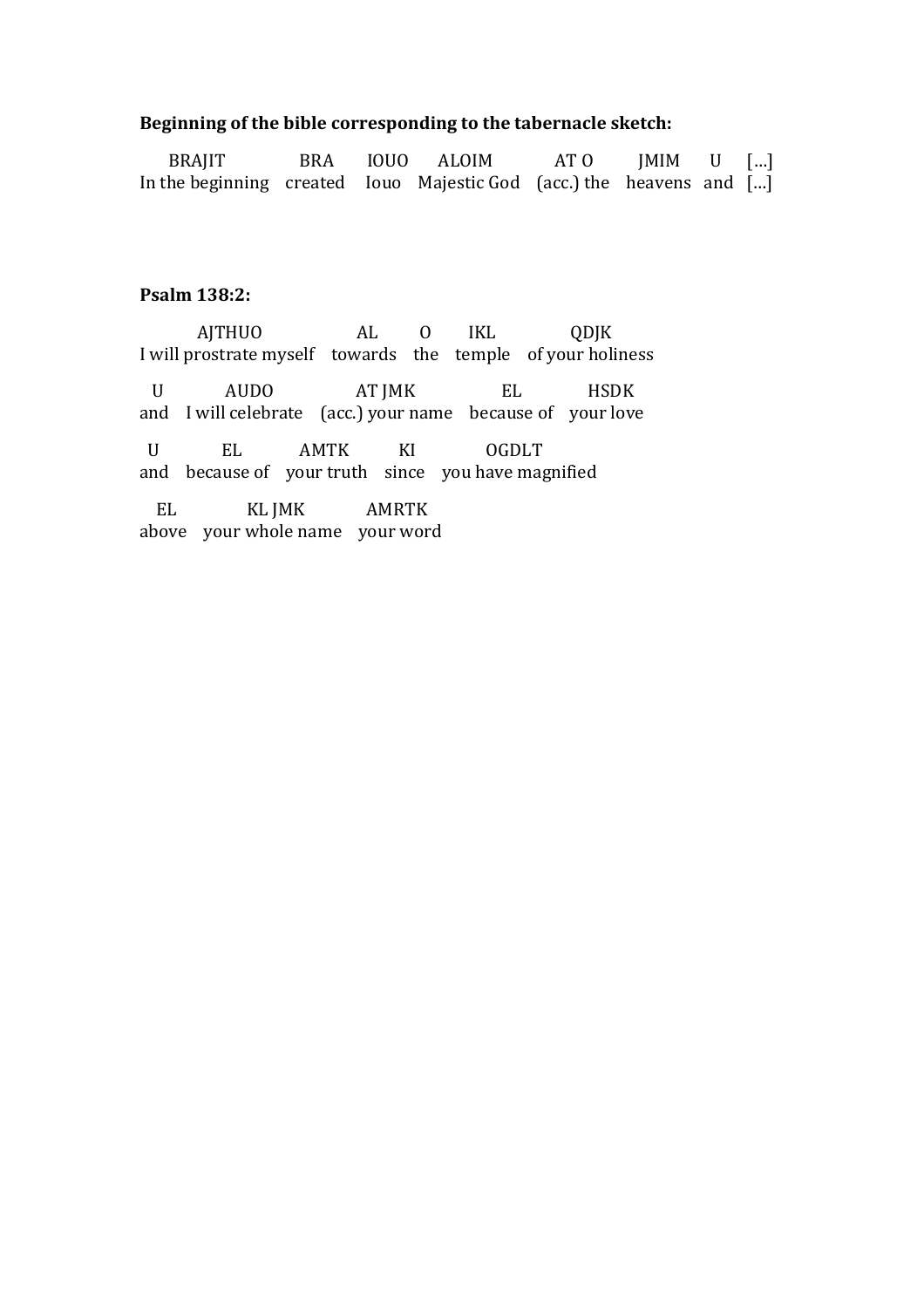**Beginning of the bible corresponding to the tabernacle sketch:**

| BRAJIT | BRA | IOUO | ALOIM | AT O | JMIM | U | […] |
|---|---|---|---|---|---|---|---|
| In the beginning | created | Iouo | Majestic God | (acc.) the | heavens | and | […] |

**Psalm 138:2:**

| AJTHUO | AL | O | IKL | QDJK |
|---|---|---|---|---|
| I will prostrate myself | towards | the | temple | of your holiness |

| U | AUDO | AT JMK | EL | HSDK |
|---|---|---|---|---|
| and | I will celebrate | (acc.) your name | because of | your love |

| U | EL | AMTK | KI | OGDLT |
|---|---|---|---|---|
| and | because of | your truth | since | you have magnified |

| EL | KL JMK | AMRTK |
|---|---|---|
| above | your whole name | your word |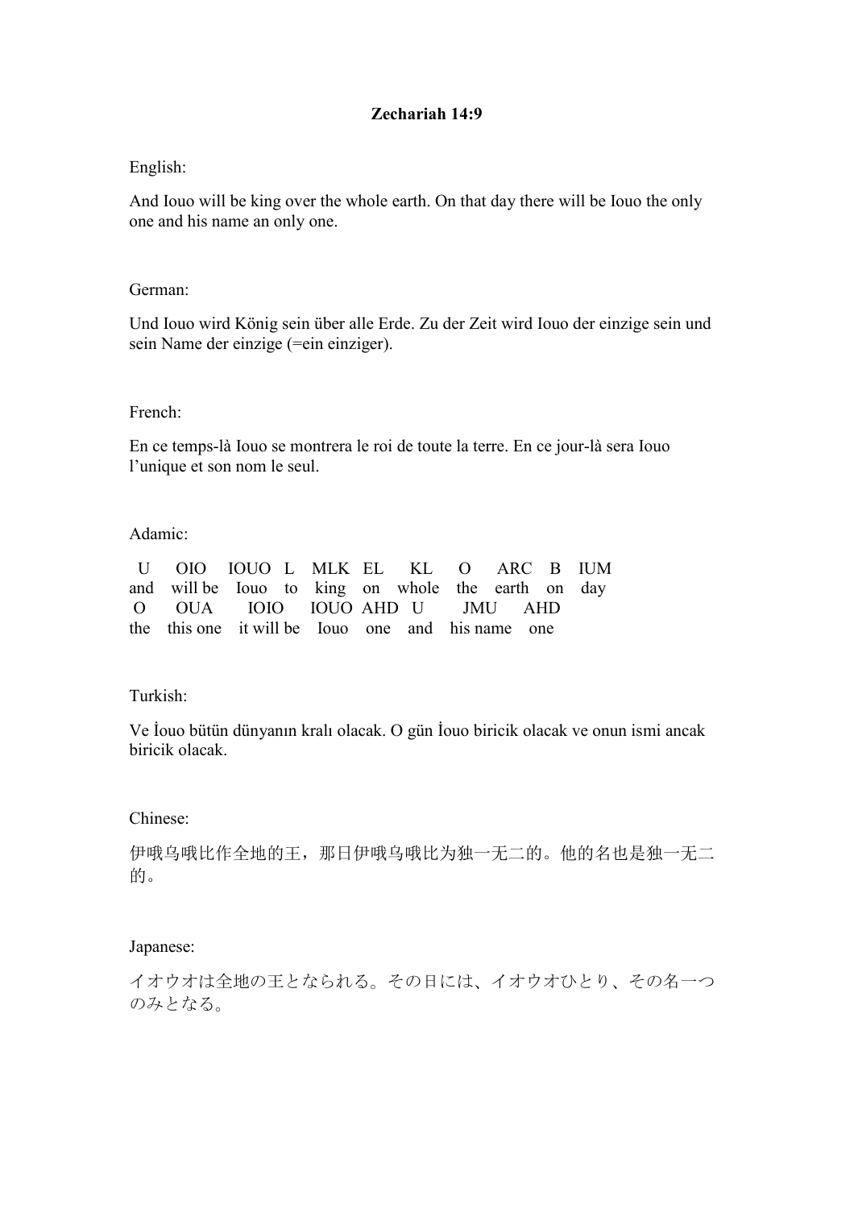**Zechariah 14:9**

English:

And Iouo will be king over the whole earth. On that day there will be Iouo the only one and his name an only one.

German:

Und Iouo wird König sein über alle Erde. Zu der Zeit wird Iouo der einzige sein und sein Name der einzige (=ein einziger).

French:

En ce temps-là Iouo se montrera le roi de toute la terre. En ce jour-là sera Iouo l'unique et son nom le seul.

Adamic:

| U | OIO | IOUO | L | MLK | EL | KL | O | ARC | B | IUM |
|---|---|---|---|---|---|---|---|---|---|---|
| and | will be | Iouo | to | king | on | whole | the | earth | on | day |

| O | OUA | IOIO | IOUO | AHD | U | JMU | AHD |
|---|---|---|---|---|---|---|---|
| the | this one | it will be | Iouo | one | and | his name | one |

Turkish:

Ve İouo bütün dünyanın kralı olacak. O gün İouo biricik olacak ve onun ismi ancak biricik olacak.

Chinese:

伊哦乌哦比作全地的王，那日伊哦乌哦比为独一无二的。他的名也是独一无二的。

Japanese:

イオウオは全地の王となられる。その日には、イオウオひとり、その名一つのみとなる。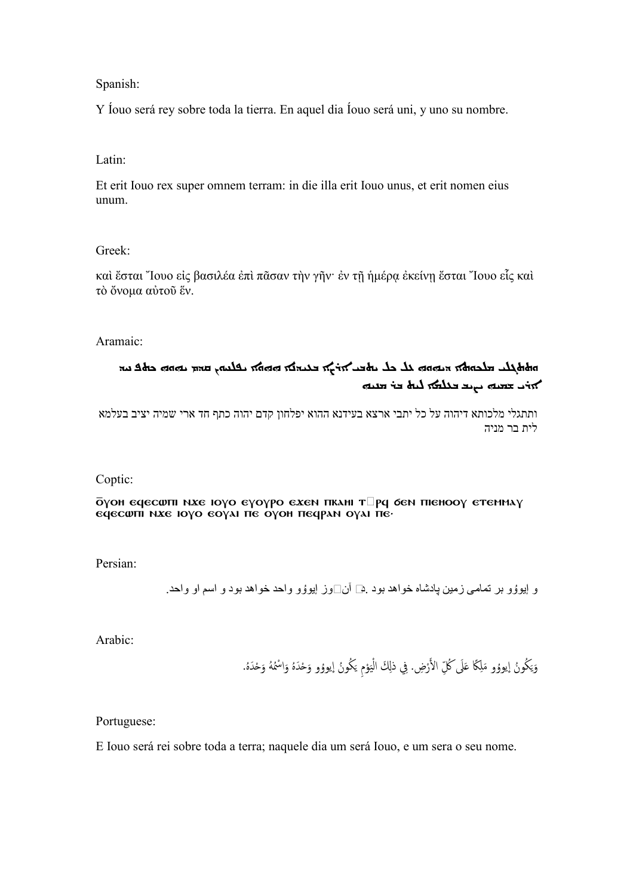Spanish:

Y Íouo será rey sobre toda la tierra. En aquel dia Íouo será uni, y uno su nombre.

Latin:

Et erit Iouo rex super omnem terram: in die illa erit Iouo unus, et erit nomen eius unum.

Greek:

καὶ ἔσται Ἴουο εἰς βασιλέα ἐπὶ πᾶσαν τὴν γῆν· ἐν τῇ ἡμέρᾳ ἐκείνῃ ἔσται Ἴουο εἷς καὶ τὸ ὄνομα αὐτοῦ ἕν.

Aramaic:

ܘܬܬܓܠܐ ܡܠܟܘܬܐ ܕܝܗܘܗ ܥܠ ܟܠ ܝܬܒܝ ܐܪܥܐ ܒܥܕܢܐ ܗܘܐ ܝܦܠܚܘܢ ܩܕܡ ܝܗܘܗ ܟܬܦ ܚܕ ܐܪܝ ܫܡܝܗ ܝܨܝܒ ܒܥܠܡܐ ܠܝܬ ܒܪ ܡܢܝܗ

ותתגלי מלכותא דיהוה על כל יתבי ארצא בעידנא ההוא יפלחון קדם יהוה כתף חד ארי שמיה יציב בעלמא לית בר מניה

Coptic:

ⲟ̅ⲩⲟⲛ ⲉϥⲉϣⲱⲡⲓ ⲛϫⲉ ⲓⲟⲩⲟ ⲉⲩⲟⲩⲣⲟ ⲉϫⲉⲛ ⲡⲕⲁϩⲓ ⲧ�ⲣϥ ϭⲉⲛ ⲡⲓⲉϩⲟⲟⲩ ⲉⲧⲉⲙⲙⲁⲩ ⲉϥⲉϣⲱⲡⲓ ⲛϫⲉ ⲓⲟⲩⲟ ⲉⲟⲩⲁⲓ ⲡⲉ ⲟⲩⲟⲛ ⲡⲉϥⲣⲁⲛ ⲟⲩⲁⲓ ⲡⲉ·

Persian:

و إیوؤو بر تمامی زمین پادشاه خواهد بود .د� آن�وز إیوؤو واحد خواهد بود و اسم او واحد.

Arabic:

وَيَكُونُ إيوؤو مَلِكًا عَلَى كُلِّ الأَرْضِ. فِي ذلِكَ الْيَوْمِ يَكُونُ إيوؤو وَحْدَهُ وَاسْمُهُ وَحْدَهُ.

Portuguese:

E Iouo será rei sobre toda a terra; naquele dia um será Iouo, e um sera o seu nome.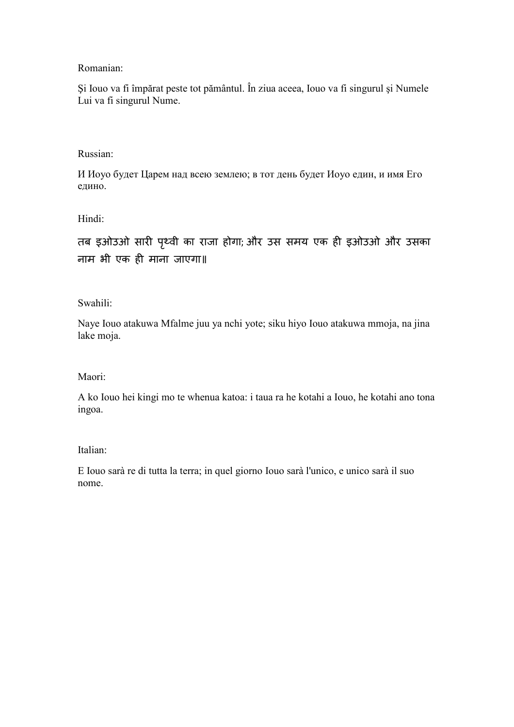Romanian:

Şi Iouo va fi împărat peste tot pământul. În ziua aceea, Iouo va fi singurul şi Numele Lui va fi singurul Nume.

Russian:

И Иоуо будет Царем над всею землею; в тот день будет Иоуо един, и имя Его едино.

Hindi:

तब इओउओ सारी पृथ्वी का राजा होगा; और उस समय एक ही इओउओ और उसका नाम भी एक ही माना जाएगा॥

Swahili:

Naye Iouo atakuwa Mfalme juu ya nchi yote; siku hiyo Iouo atakuwa mmoja, na jina lake moja.

Maori:

A ko Iouo hei kingi mo te whenua katoa: i taua ra he kotahi a Iouo, he kotahi ano tona ingoa.

Italian:

E Iouo sarà re di tutta la terra; in quel giorno Iouo sarà l'unico, e unico sarà il suo nome.